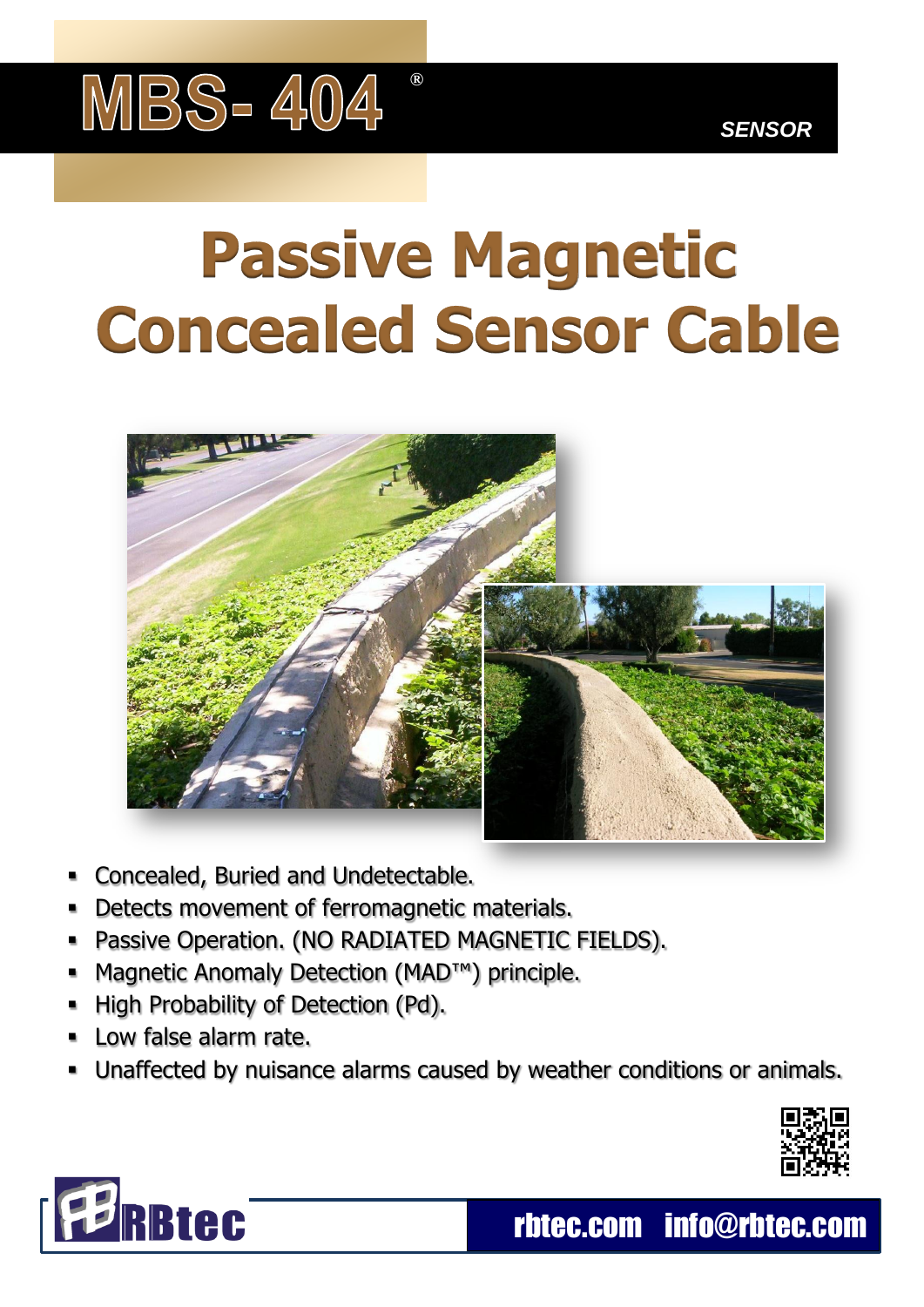# MBS- 404®

*SENSOR*

# Passive Magnetic Concealed Sensor Cable

- Concealed, Buried and Undetectable.
- Detects movement of ferromagnetic materials.
- Passive Operation. (NO RADIATED MAGNETIC FIELDS).
- Magnetic Anomaly Detection (MAD™) principle.
- High Probability of Detection (Pd).
- Low false alarm rate.
- Unaffected by nuisance alarms caused by weather conditions or animals.

RBtec

rbtec.com info@rbtec.com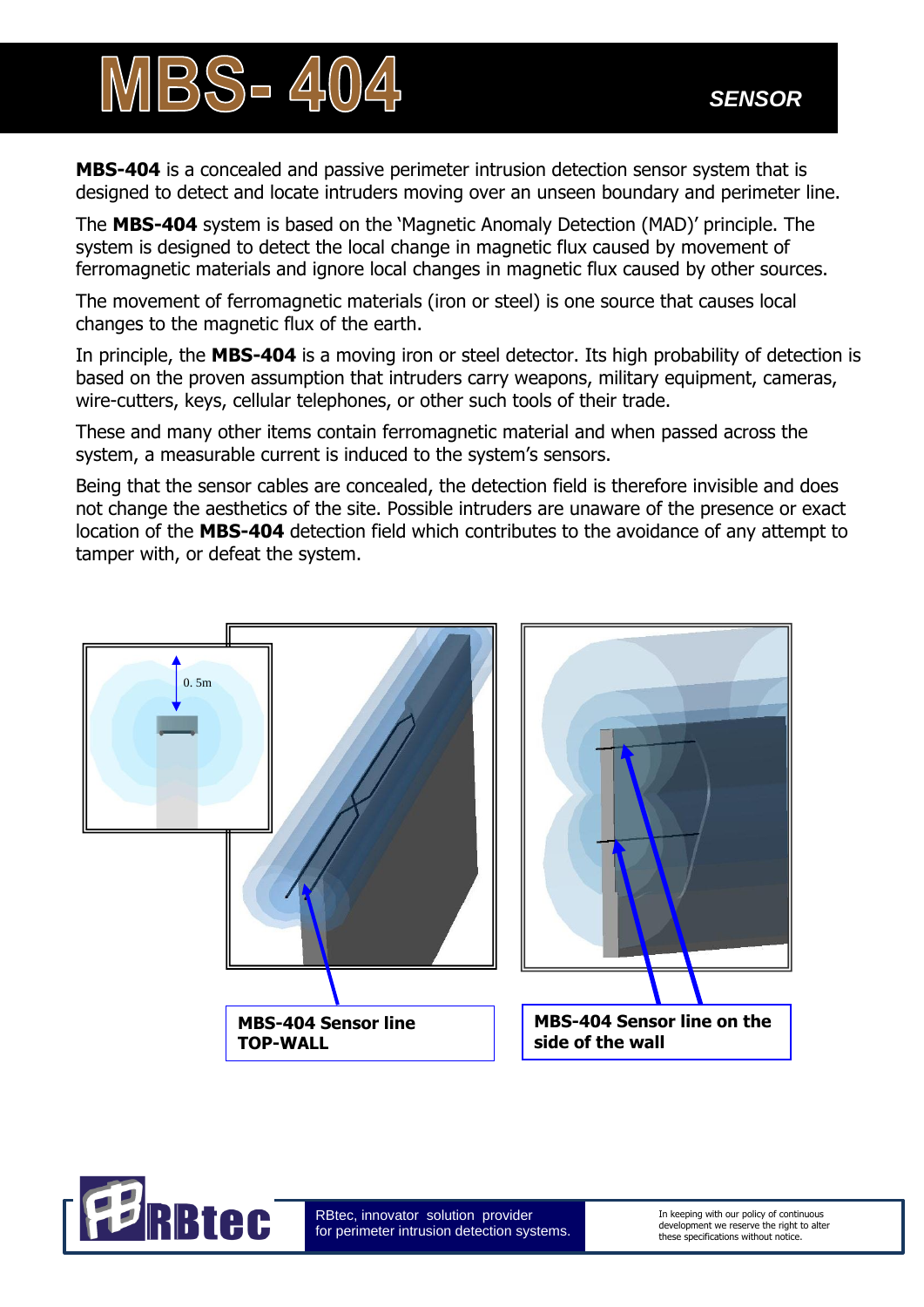# MBS- 404

**SENSOR**

**MBS-404** is a concealed and passive perimeter intrusion detection sensor system that is designed to detect and locate intruders moving over an unseen boundary and perimeter line.

The **MBS-404** system is based on the 'Magnetic Anomaly Detection (MAD)' principle. The system is designed to detect the local change in magnetic flux caused by movement of ferromagnetic materials and ignore local changes in magnetic flux caused by other sources.

The movement of ferromagnetic materials (iron or steel) is one source that causes local changes to the magnetic flux of the earth.

In principle, the **MBS-404** is a moving iron or steel detector. Its high probability of detection is based on the proven assumption that intruders carry weapons, military equipment, cameras, wire-cutters, keys, cellular telephones, or other such tools of their trade.

These and many other items contain ferromagnetic material and when passed across the system, a measurable current is induced to the system's sensors.

Being that the sensor cables are concealed, the detection field is therefore invisible and does not change the aesthetics of the site. Possible intruders are unaware of the presence or exact location of the **MBS-404** detection field which contributes to the avoidance of any attempt to tamper with, or defeat the system.

0. 5m

**MBS-404 Sensor line TOP-WALL**

**MBS-404 Sensor line on the side of the wall**

RBtec

RBtec, innovator solution provider for perimeter intrusion detection systems.

In keeping with our policy of continuous development we reserve the right to alter these specifications without notice.